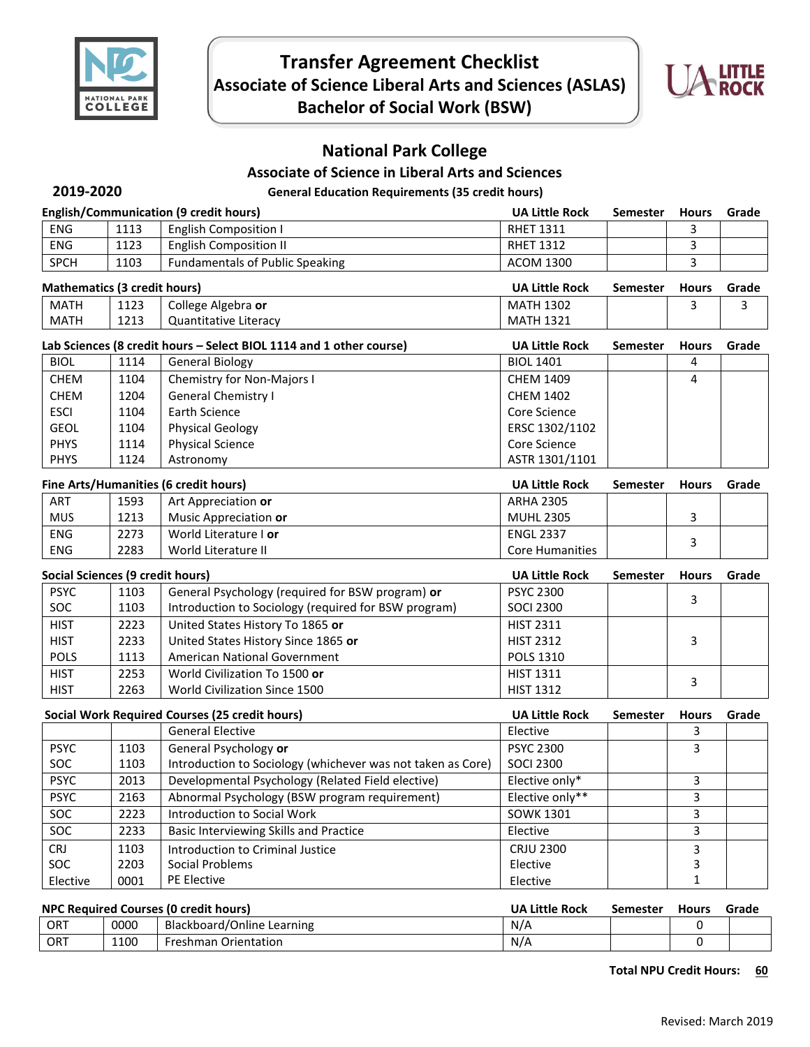# Transfer Agreement Checklist
## Associate of Science Liberal Arts and Sciences (ASLAS)
## Bachelor of Social Work (BSW)

## National Park College
### Associate of Science in Liberal Arts and Sciences

**2019-2020**

**General Education Requirements (35 credit hours)**

**English/Communication (9 credit hours)**

| | | | UA Little Rock | Semester | Hours | Grade |
|---|---|---|---|---|---|---|
| ENG | 1113 | English Composition I | RHET 1311 | | 3 | |
| ENG | 1123 | English Composition II | RHET 1312 | | 3 | |
| SPCH | 1103 | Fundamentals of Public Speaking | ACOM 1300 | | 3 | |

**Mathematics (3 credit hours)**

| | | | UA Little Rock | Semester | Hours | Grade |
|---|---|---|---|---|---|---|
| MATH | 1123 | College Algebra **or** | MATH 1302 | | 3 | 3 |
| MATH | 1213 | Quantitative Literacy | MATH 1321 | | | |

**Lab Sciences (8 credit hours – Select BIOL 1114 and 1 other course)**

| | | | UA Little Rock | Semester | Hours | Grade |
|---|---|---|---|---|---|---|
| BIOL | 1114 | General Biology | BIOL 1401 | | 4 | |
| CHEM | 1104 | Chemistry for Non-Majors I | CHEM 1409 | | 4 | |
| CHEM | 1204 | General Chemistry I | CHEM 1402 | | | |
| ESCI | 1104 | Earth Science | Core Science | | | |
| GEOL | 1104 | Physical Geology | ERSC 1302/1102 | | | |
| PHYS | 1114 | Physical Science | Core Science | | | |
| PHYS | 1124 | Astronomy | ASTR 1301/1101 | | | |

**Fine Arts/Humanities (6 credit hours)**

| | | | UA Little Rock | Semester | Hours | Grade |
|---|---|---|---|---|---|---|
| ART | 1593 | Art Appreciation **or** | ARHA 2305 | | | |
| MUS | 1213 | Music Appreciation **or** | MUHL 2305 | | 3 | |
| ENG | 2273 | World Literature I **or** | ENGL 2337 | | 3 | |
| ENG | 2283 | World Literature II | Core Humanities | | | |

**Social Sciences (9 credit hours)**

| | | | UA Little Rock | Semester | Hours | Grade |
|---|---|---|---|---|---|---|
| PSYC | 1103 | General Psychology (required for BSW program) **or** | PSYC 2300 | | 3 | |
| SOC | 1103 | Introduction to Sociology (required for BSW program) | SOCI 2300 | | | |
| HIST | 2223 | United States History To 1865 **or** | HIST 2311 | | | |
| HIST | 2233 | United States History Since 1865 **or** | HIST 2312 | | 3 | |
| POLS | 1113 | American National Government | POLS 1310 | | | |
| HIST | 2253 | World Civilization To 1500 **or** | HIST 1311 | | 3 | |
| HIST | 2263 | World Civilization Since 1500 | HIST 1312 | | | |

**Social Work Required Courses (25 credit hours)**

| | | | UA Little Rock | Semester | Hours | Grade |
|---|---|---|---|---|---|---|
| | | General Elective | Elective | | 3 | |
| PSYC | 1103 | General Psychology **or** | PSYC 2300 | | 3 | |
| SOC | 1103 | Introduction to Sociology (whichever was not taken as Core) | SOCI 2300 | | | |
| PSYC | 2013 | Developmental Psychology (Related Field elective) | Elective only* | | 3 | |
| PSYC | 2163 | Abnormal Psychology (BSW program requirement) | Elective only** | | 3 | |
| SOC | 2223 | Introduction to Social Work | SOWK 1301 | | 3 | |
| SOC | 2233 | Basic Interviewing Skills and Practice | Elective | | 3 | |
| CRJ | 1103 | Introduction to Criminal Justice | CRJU 2300 | | 3 | |
| SOC | 2203 | Social Problems | Elective | | 3 | |
| Elective | 0001 | PE Elective | Elective | | 1 | |

**NPC Required Courses (0 credit hours)**

| | | | UA Little Rock | Semester | Hours | Grade |
|---|---|---|---|---|---|---|
| ORT | 0000 | Blackboard/Online Learning | N/A | | 0 | |
| ORT | 1100 | Freshman Orientation | N/A | | 0 | |

**Total NPU Credit Hours: 60**

Revised: March 2019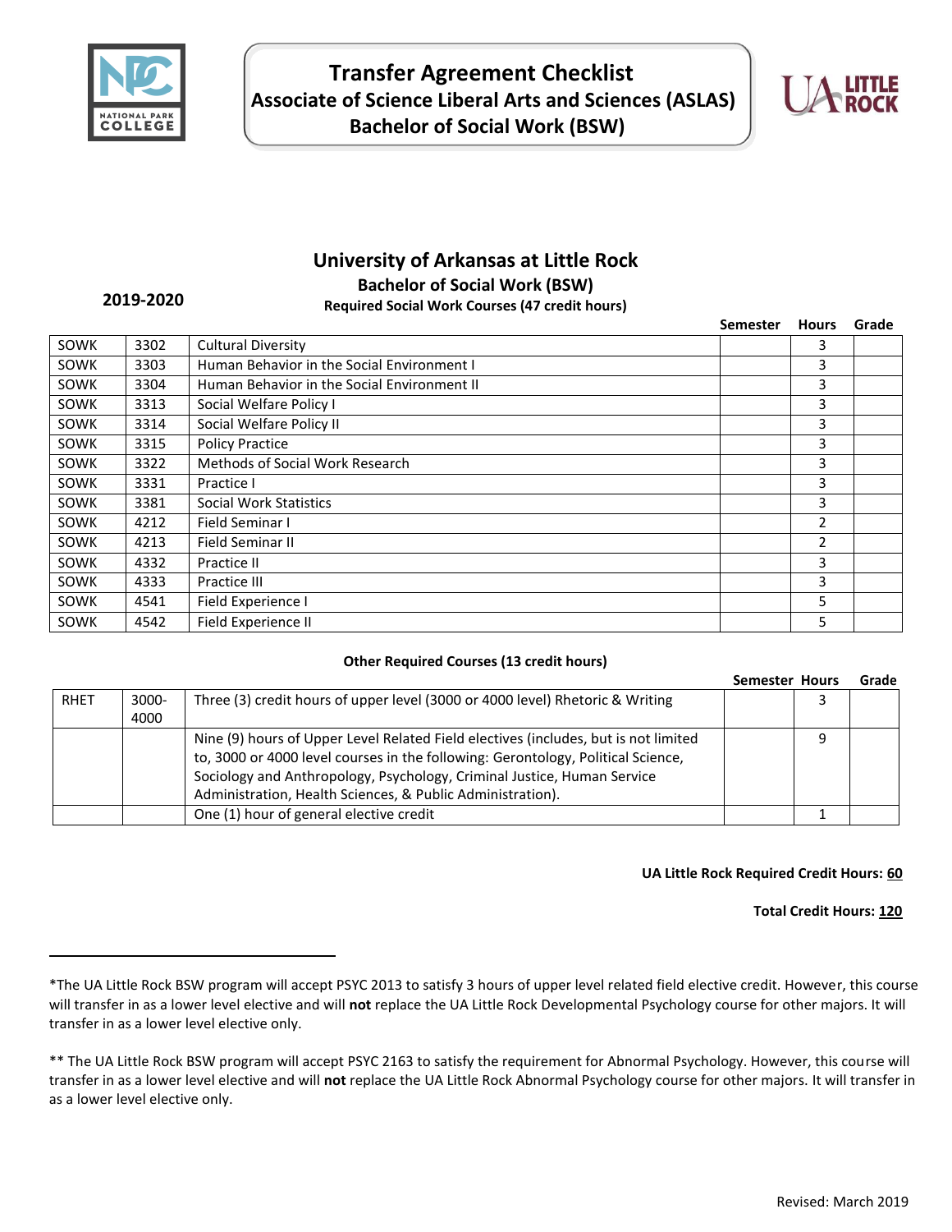# Transfer Agreement Checklist
## Associate of Science Liberal Arts and Sciences (ASLAS)
## Bachelor of Social Work (BSW)

**2019-2020**

## University of Arkansas at Little Rock
### Bachelor of Social Work (BSW)
**Required Social Work Courses (47 credit hours)**

| | | | Semester | Hours | Grade |
|---|---|---|---|---|---|
| SOWK | 3302 | Cultural Diversity | | 3 | |
| SOWK | 3303 | Human Behavior in the Social Environment I | | 3 | |
| SOWK | 3304 | Human Behavior in the Social Environment II | | 3 | |
| SOWK | 3313 | Social Welfare Policy I | | 3 | |
| SOWK | 3314 | Social Welfare Policy II | | 3 | |
| SOWK | 3315 | Policy Practice | | 3 | |
| SOWK | 3322 | Methods of Social Work Research | | 3 | |
| SOWK | 3331 | Practice I | | 3 | |
| SOWK | 3381 | Social Work Statistics | | 3 | |
| SOWK | 4212 | Field Seminar I | | 2 | |
| SOWK | 4213 | Field Seminar II | | 2 | |
| SOWK | 4332 | Practice II | | 3 | |
| SOWK | 4333 | Practice III | | 3 | |
| SOWK | 4541 | Field Experience I | | 5 | |
| SOWK | 4542 | Field Experience II | | 5 | |

**Other Required Courses (13 credit hours)**

| | | | Semester | Hours | Grade |
|---|---|---|---|---|---|
| RHET | 3000-4000 | Three (3) credit hours of upper level (3000 or 4000 level) Rhetoric & Writing | | 3 | |
| | | Nine (9) hours of Upper Level Related Field electives (includes, but is not limited to, 3000 or 4000 level courses in the following: Gerontology, Political Science, Sociology and Anthropology, Psychology, Criminal Justice, Human Service Administration, Health Sciences, & Public Administration). | | 9 | |
| | | One (1) hour of general elective credit | | 1 | |

**UA Little Rock Required Credit Hours: 60**

**Total Credit Hours: 120**

---

*The UA Little Rock BSW program will accept PSYC 2013 to satisfy 3 hours of upper level related field elective credit. However, this course will transfer in as a lower level elective and will **not** replace the UA Little Rock Developmental Psychology course for other majors. It will transfer in as a lower level elective only.

** The UA Little Rock BSW program will accept PSYC 2163 to satisfy the requirement for Abnormal Psychology. However, this course will transfer in as a lower level elective and will **not** replace the UA Little Rock Abnormal Psychology course for other majors. It will transfer in as a lower level elective only.

Revised: March 2019